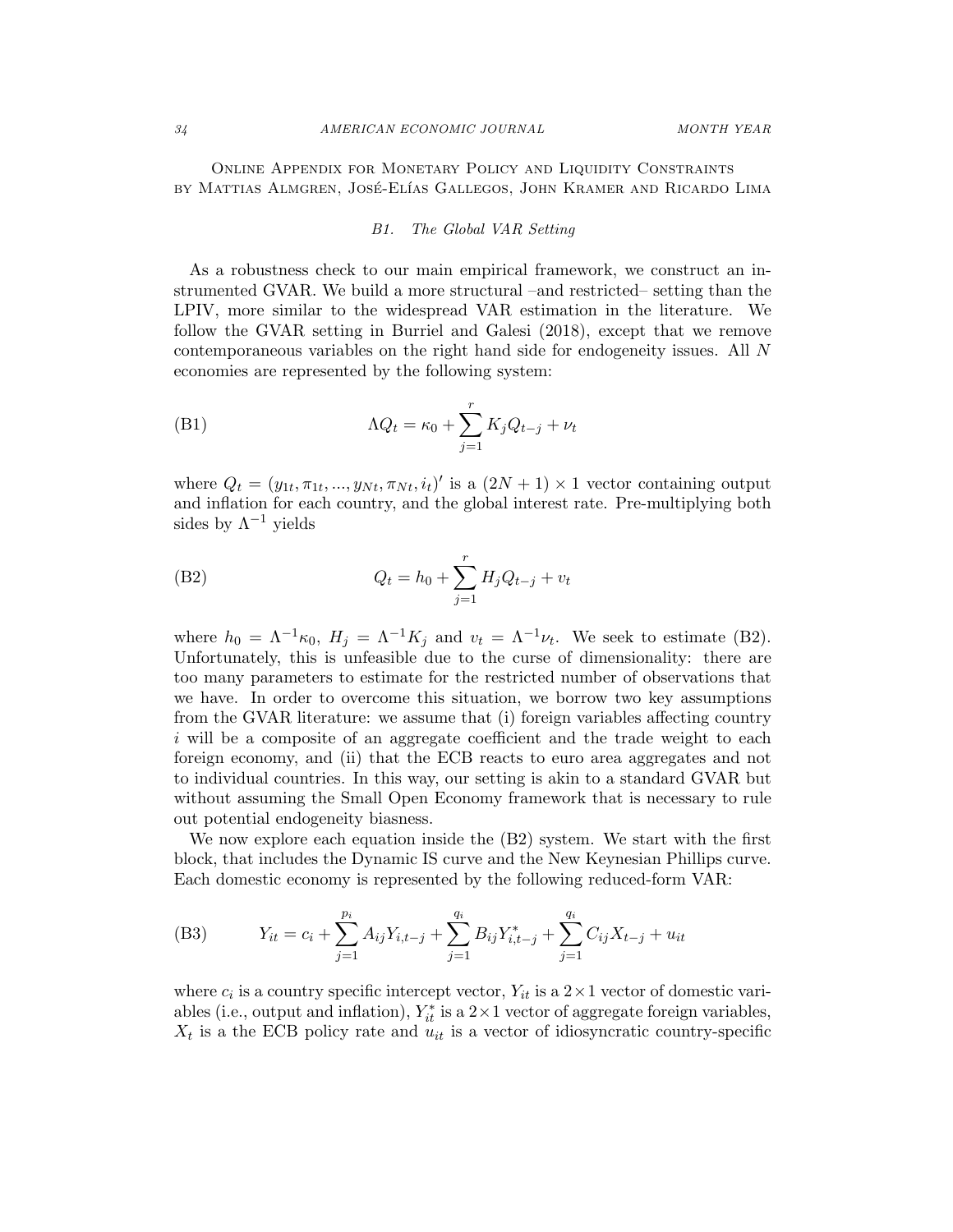Online Appendix for Monetary Policy and Liquidity Constraints by Mattias Almgren, José-Elías Gallegos, John Kramer and Ricardo Lima

### *B1. The Global VAR Setting*

As a robustness check to our main empirical framework, we construct an instrumented GVAR. We build a more structural –and restricted– setting than the LPIV, more similar to the widespread VAR estimation in the literature. We follow the GVAR setting in Burriel and Galesi (2018), except that we remove contemporaneous variables on the right hand side for endogeneity issues. All $N$ economies are represented by the following system:

$$\Lambda Q_t = \kappa_0 + \sum_{j=1}^{r} K_j Q_{t-j} + \nu_t \tag{B1}$$

where $Q_t = (y_{1t}, \pi_{1t}, ..., y_{Nt}, \pi_{Nt}, i_t)'$ is a $(2N+1) \times 1$ vector containing output and inflation for each country, and the global interest rate. Pre-multiplying both sides by $\Lambda^{-1}$ yields

$$Q_t = h_0 + \sum_{j=1}^{r} H_j Q_{t-j} + v_t \tag{B2}$$

where $h_0 = \Lambda^{-1}\kappa_0$, $H_j = \Lambda^{-1}K_j$ and $v_t = \Lambda^{-1}\nu_t$. We seek to estimate (B2). Unfortunately, this is unfeasible due to the curse of dimensionality: there are too many parameters to estimate for the restricted number of observations that we have. In order to overcome this situation, we borrow two key assumptions from the GVAR literature: we assume that (i) foreign variables affecting country $i$ will be a composite of an aggregate coefficient and the trade weight to each foreign economy, and (ii) that the ECB reacts to euro area aggregates and not to individual countries. In this way, our setting is akin to a standard GVAR but without assuming the Small Open Economy framework that is necessary to rule out potential endogeneity biasness.

We now explore each equation inside the (B2) system. We start with the first block, that includes the Dynamic IS curve and the New Keynesian Phillips curve. Each domestic economy is represented by the following reduced-form VAR:

$$Y_{it} = c_i + \sum_{j=1}^{p_i} A_{ij} Y_{i,t-j} + \sum_{j=1}^{q_i} B_{ij} Y^*_{i,t-j} + \sum_{j=1}^{q_i} C_{ij} X_{t-j} + u_{it} \tag{B3}$$

where $c_i$ is a country specific intercept vector, $Y_{it}$ is a $2 \times 1$ vector of domestic variables (i.e., output and inflation), $Y^*_{it}$ is a $2 \times 1$ vector of aggregate foreign variables, $X_t$ is a the ECB policy rate and $u_{it}$ is a vector of idiosyncratic country-specific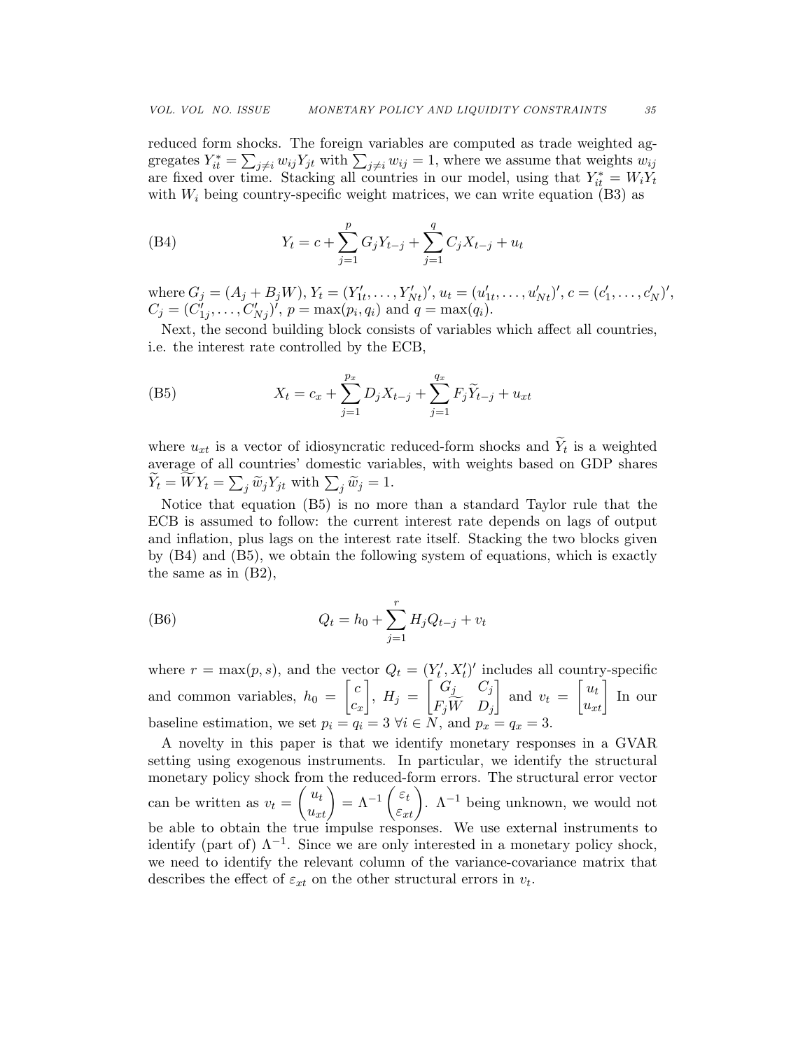reduced form shocks. The foreign variables are computed as trade weighted aggregates $Y_{it}^* = \sum_{j \neq i} w_{ij} Y_{jt}$ with $\sum_{j \neq i} w_{ij} = 1$, where we assume that weights $w_{ij}$ are fixed over time. Stacking all countries in our model, using that $Y_{it}^* = W_i Y_t$ with $W_i$ being country-specific weight matrices, we can write equation (B3) as

$$Y_t = c + \sum_{j=1}^{p} G_j Y_{t-j} + \sum_{j=1}^{q} C_j X_{t-j} + u_t \tag{B4}$$

where $G_j = (A_j + B_j W)$, $Y_t = (Y_{1t}', \ldots, Y_{Nt}')'$, $u_t = (u_{1t}', \ldots, u_{Nt}')'$, $c = (c_1', \ldots, c_N')'$, $C_j = (C_{1j}', \ldots, C_{Nj}')'$, $p = \max(p_i, q_i)$ and $q = \max(q_i)$.

Next, the second building block consists of variables which affect all countries, i.e. the interest rate controlled by the ECB,

$$X_t = c_x + \sum_{j=1}^{p_x} D_j X_{t-j} + \sum_{j=1}^{q_x} F_j \widetilde{Y}_{t-j} + u_{xt} \tag{B5}$$

where $u_{xt}$ is a vector of idiosyncratic reduced-form shocks and $\widetilde{Y}_t$ is a weighted average of all countries' domestic variables, with weights based on GDP shares $\widetilde{Y}_t = \widetilde{W} Y_t = \sum_j \widetilde{w}_j Y_{jt}$ with $\sum_j \widetilde{w}_j = 1$.

Notice that equation (B5) is no more than a standard Taylor rule that the ECB is assumed to follow: the current interest rate depends on lags of output and inflation, plus lags on the interest rate itself. Stacking the two blocks given by (B4) and (B5), we obtain the following system of equations, which is exactly the same as in (B2),

$$Q_t = h_0 + \sum_{j=1}^{r} H_j Q_{t-j} + v_t \tag{B6}$$

where $r = \max(p, s)$, and the vector $Q_t = (Y_t', X_t')'$ includes all country-specific and common variables, $h_0 = \begin{bmatrix} c \\ c_x \end{bmatrix}$, $H_j = \begin{bmatrix} G_j & C_j \\ F_j \widetilde{W} & D_j \end{bmatrix}$ and $v_t = \begin{bmatrix} u_t \\ u_{xt} \end{bmatrix}$ In our baseline estimation, we set $p_i = q_i = 3 \; \forall i \in N$, and $p_x = q_x = 3$.

A novelty in this paper is that we identify monetary responses in a GVAR setting using exogenous instruments. In particular, we identify the structural monetary policy shock from the reduced-form errors. The structural error vector can be written as $v_t = \begin{pmatrix} u_t \\ u_{xt} \end{pmatrix} = \Lambda^{-1} \begin{pmatrix} \varepsilon_t \\ \varepsilon_{xt} \end{pmatrix}$. $\Lambda^{-1}$ being unknown, we would not be able to obtain the true impulse responses. We use external instruments to identify (part of) $\Lambda^{-1}$. Since we are only interested in a monetary policy shock, we need to identify the relevant column of the variance-covariance matrix that describes the effect of $\varepsilon_{xt}$ on the other structural errors in $v_t$.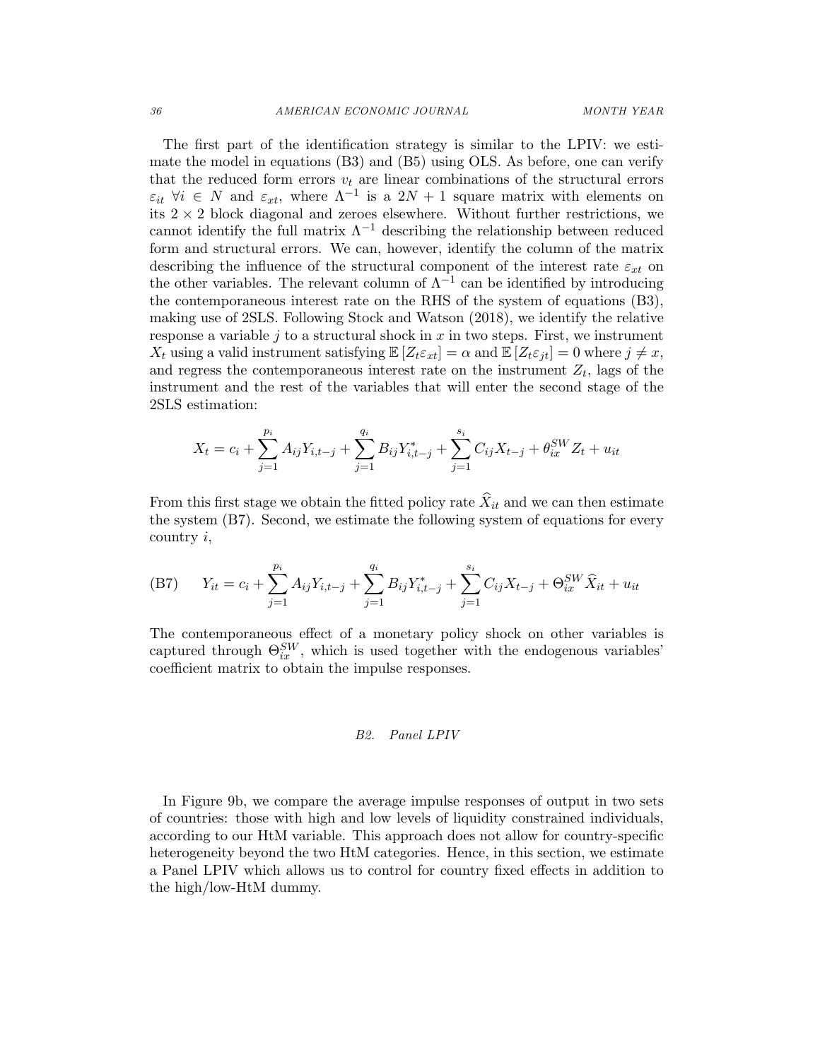The first part of the identification strategy is similar to the LPIV: we estimate the model in equations (B3) and (B5) using OLS. As before, one can verify that the reduced form errors $v_t$ are linear combinations of the structural errors $\varepsilon_{it}$ $\forall i \in N$ and $\varepsilon_{xt}$, where $\Lambda^{-1}$ is a $2N+1$ square matrix with elements on its $2 \times 2$ block diagonal and zeroes elsewhere. Without further restrictions, we cannot identify the full matrix $\Lambda^{-1}$ describing the relationship between reduced form and structural errors. We can, however, identify the column of the matrix describing the influence of the structural component of the interest rate $\varepsilon_{xt}$ on the other variables. The relevant column of $\Lambda^{-1}$ can be identified by introducing the contemporaneous interest rate on the RHS of the system of equations (B3), making use of 2SLS. Following Stock and Watson (2018), we identify the relative response a variable $j$ to a structural shock in $x$ in two steps. First, we instrument $X_t$ using a valid instrument satisfying $\mathbb{E}\left[Z_t \varepsilon_{xt}\right] = \alpha$ and $\mathbb{E}\left[Z_t \varepsilon_{jt}\right] = 0$ where $j \neq x$, and regress the contemporaneous interest rate on the instrument $Z_t$, lags of the instrument and the rest of the variables that will enter the second stage of the 2SLS estimation:

$$X_t = c_i + \sum_{j=1}^{p_i} A_{ij} Y_{i,t-j} + \sum_{j=1}^{q_i} B_{ij} Y^*_{i,t-j} + \sum_{j=1}^{s_i} C_{ij} X_{t-j} + \theta^{SW}_{ix} Z_t + u_{it}$$

From this first stage we obtain the fitted policy rate $\widehat{X}_{it}$ and we can then estimate the system (B7). Second, we estimate the following system of equations for every country $i$,

$$Y_{it} = c_i + \sum_{j=1}^{p_i} A_{ij} Y_{i,t-j} + \sum_{j=1}^{q_i} B_{ij} Y^*_{i,t-j} + \sum_{j=1}^{s_i} C_{ij} X_{t-j} + \Theta^{SW}_{ix} \widehat{X}_{it} + u_{it} \tag{B7}$$

The contemporaneous effect of a monetary policy shock on other variables is captured through $\Theta^{SW}_{ix}$, which is used together with the endogenous variables' coefficient matrix to obtain the impulse responses.

## *B2. Panel LPIV*

In Figure 9b, we compare the average impulse responses of output in two sets of countries: those with high and low levels of liquidity constrained individuals, according to our HtM variable. This approach does not allow for country-specific heterogeneity beyond the two HtM categories. Hence, in this section, we estimate a Panel LPIV which allows us to control for country fixed effects in addition to the high/low-HtM dummy.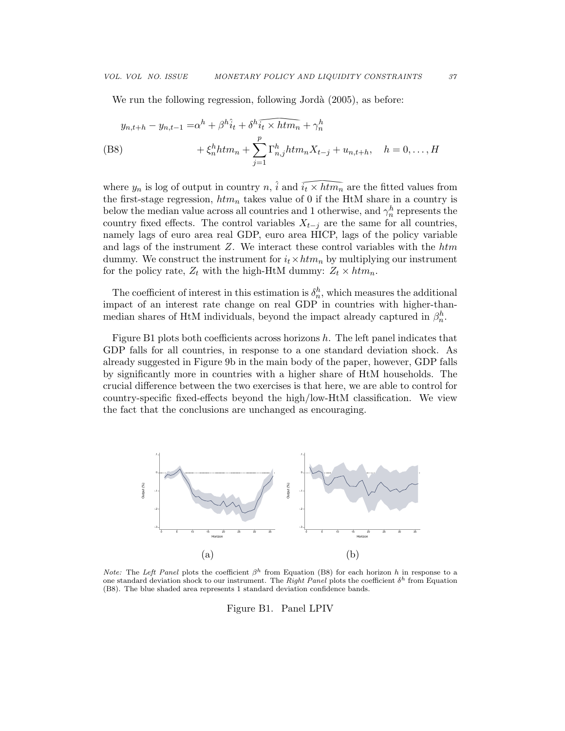We run the following regression, following Jordà (2005), as before:

$$
\begin{aligned}
y_{n,t+h} - y_{n,t-1} = & \alpha^h + \beta^h \hat{i}_t + \delta^h \widehat{i_t \times htm_n} + \gamma_n^h \\
& + \xi_n^h htm_n + \sum_{j=1}^{p} \Gamma_{n,j}^h htm_n X_{t-j} + u_{n,t+h}, \quad h = 0, \ldots, H
\end{aligned}
\tag{B8}
$$

where $y_n$ is log of output in country $n$, $\hat{i}$ and $\widehat{i_t \times htm_n}$ are the fitted values from the first-stage regression, $htm_n$ takes value of 0 if the HtM share in a country is below the median value across all countries and 1 otherwise, and $\gamma_n^h$ represents the country fixed effects. The control variables $X_{t-j}$ are the same for all countries, namely lags of euro area real GDP, euro area HICP, lags of the policy variable and lags of the instrument $Z$. We interact these control variables with the $htm$ dummy. We construct the instrument for $i_t \times htm_n$ by multiplying our instrument for the policy rate, $Z_t$ with the high-HtM dummy: $Z_t \times htm_n$.

The coefficient of interest in this estimation is $\delta_n^h$, which measures the additional impact of an interest rate change on real GDP in countries with higher-than-median shares of HtM individuals, beyond the impact already captured in $\beta_n^h$.

Figure B1 plots both coefficients across horizons $h$. The left panel indicates that GDP falls for all countries, in response to a one standard deviation shock. As already suggested in Figure 9b in the main body of the paper, however, GDP falls by significantly more in countries with a higher share of HtM households. The crucial difference between the two exercises is that here, we are able to control for country-specific fixed-effects beyond the high/low-HtM classification. We view the fact that the conclusions are unchanged as encouraging.

(a) (b)

*Note:* The *Left Panel* plots the coefficient $\beta^h$ from Equation (B8) for each horizon $h$ in response to a one standard deviation shock to our instrument. The *Right Panel* plots the coefficient $\delta^h$ from Equation (B8). The blue shaded area represents 1 standard deviation confidence bands.

Figure B1. Panel LPIV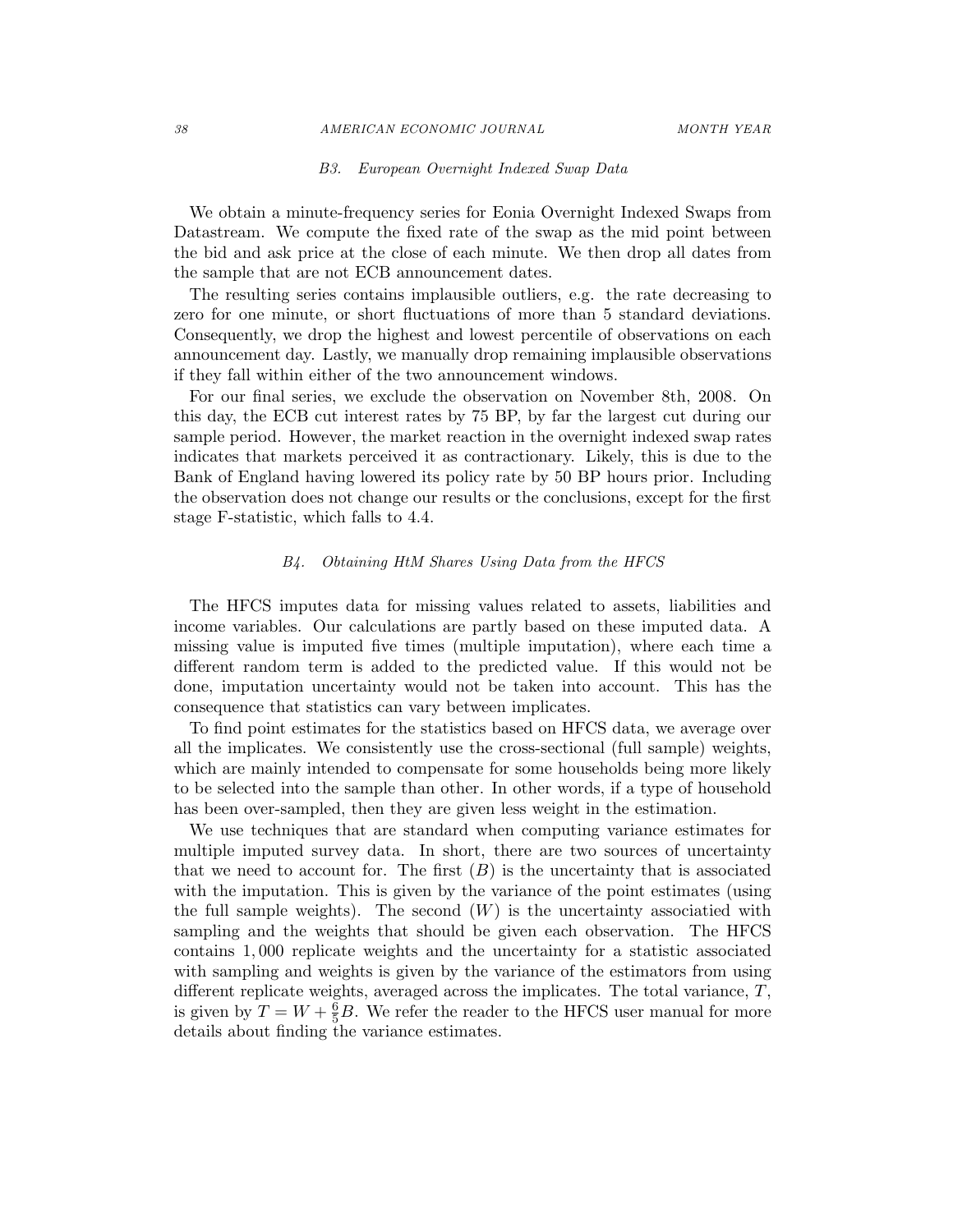### B3. European Overnight Indexed Swap Data

We obtain a minute-frequency series for Eonia Overnight Indexed Swaps from Datastream. We compute the fixed rate of the swap as the mid point between the bid and ask price at the close of each minute. We then drop all dates from the sample that are not ECB announcement dates.

The resulting series contains implausible outliers, e.g. the rate decreasing to zero for one minute, or short fluctuations of more than 5 standard deviations. Consequently, we drop the highest and lowest percentile of observations on each announcement day. Lastly, we manually drop remaining implausible observations if they fall within either of the two announcement windows.

For our final series, we exclude the observation on November 8th, 2008. On this day, the ECB cut interest rates by 75 BP, by far the largest cut during our sample period. However, the market reaction in the overnight indexed swap rates indicates that markets perceived it as contractionary. Likely, this is due to the Bank of England having lowered its policy rate by 50 BP hours prior. Including the observation does not change our results or the conclusions, except for the first stage F-statistic, which falls to 4.4.

### B4. Obtaining HtM Shares Using Data from the HFCS

The HFCS imputes data for missing values related to assets, liabilities and income variables. Our calculations are partly based on these imputed data. A missing value is imputed five times (multiple imputation), where each time a different random term is added to the predicted value. If this would not be done, imputation uncertainty would not be taken into account. This has the consequence that statistics can vary between implicates.

To find point estimates for the statistics based on HFCS data, we average over all the implicates. We consistently use the cross-sectional (full sample) weights, which are mainly intended to compensate for some households being more likely to be selected into the sample than other. In other words, if a type of household has been over-sampled, then they are given less weight in the estimation.

We use techniques that are standard when computing variance estimates for multiple imputed survey data. In short, there are two sources of uncertainty that we need to account for. The first ($B$) is the uncertainty that is associated with the imputation. This is given by the variance of the point estimates (using the full sample weights). The second ($W$) is the uncertainty associatied with sampling and the weights that should be given each observation. The HFCS contains 1,000 replicate weights and the uncertainty for a statistic associated with sampling and weights is given by the variance of the estimators from using different replicate weights, averaged across the implicates. The total variance, $T$, is given by $T = W + \frac{6}{5}B$. We refer the reader to the HFCS user manual for more details about finding the variance estimates.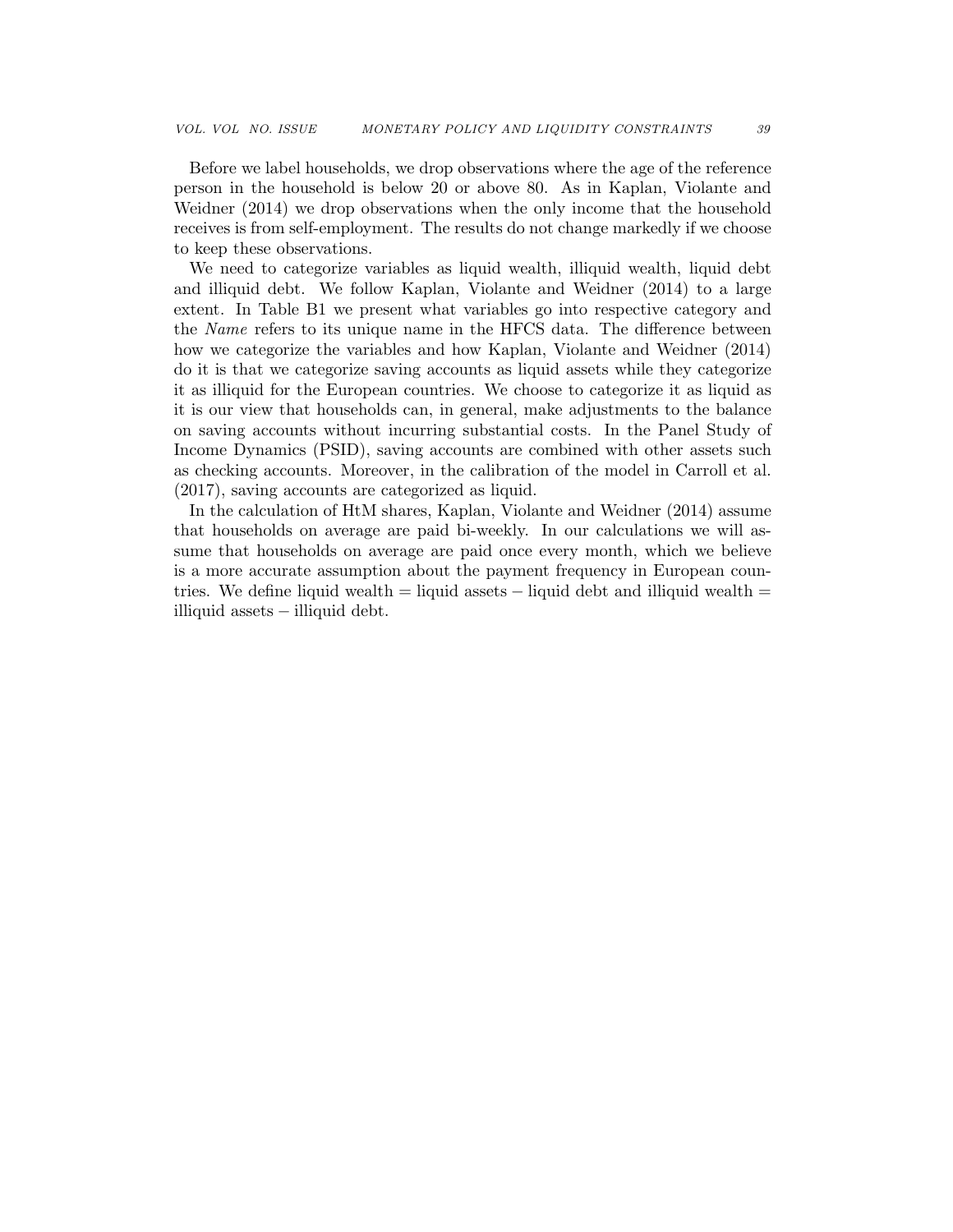Before we label households, we drop observations where the age of the reference person in the household is below 20 or above 80. As in Kaplan, Violante and Weidner (2014) we drop observations when the only income that the household receives is from self-employment. The results do not change markedly if we choose to keep these observations.

We need to categorize variables as liquid wealth, illiquid wealth, liquid debt and illiquid debt. We follow Kaplan, Violante and Weidner (2014) to a large extent. In Table B1 we present what variables go into respective category and the *Name* refers to its unique name in the HFCS data. The difference between how we categorize the variables and how Kaplan, Violante and Weidner (2014) do it is that we categorize saving accounts as liquid assets while they categorize it as illiquid for the European countries. We choose to categorize it as liquid as it is our view that households can, in general, make adjustments to the balance on saving accounts without incurring substantial costs. In the Panel Study of Income Dynamics (PSID), saving accounts are combined with other assets such as checking accounts. Moreover, in the calibration of the model in Carroll et al. (2017), saving accounts are categorized as liquid.

In the calculation of HtM shares, Kaplan, Violante and Weidner (2014) assume that households on average are paid bi-weekly. In our calculations we will assume that households on average are paid once every month, which we believe is a more accurate assumption about the payment frequency in European countries. We define liquid wealth = liquid assets − liquid debt and illiquid wealth = illiquid assets − illiquid debt.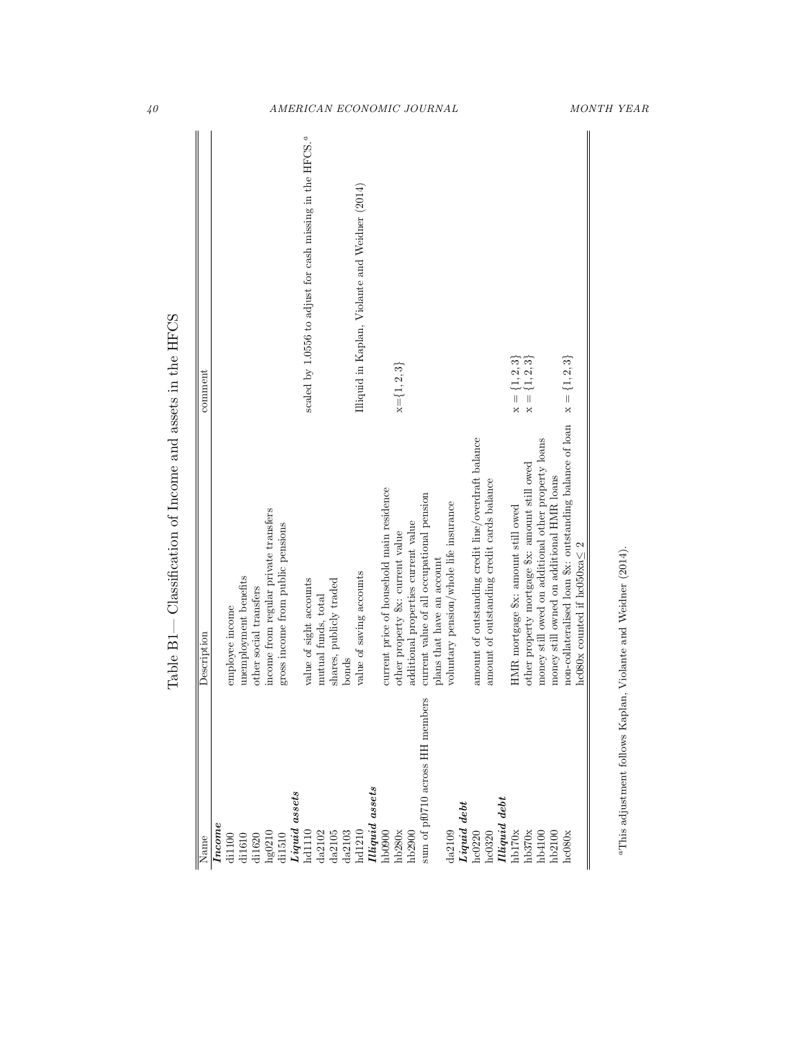# Table B1— Classification of Income and assets in the HFCS

| Name | Description | comment |
|---|---|---|
| ***Income*** | | |
| di1100 | employee income | |
| di1610 | unemployment benefits | |
| di1620 | other social transfers | |
| hg0210 | income from regular private transfers | |
| di1510 | gross income from public pensions | |
| ***Liquid assets*** | | |
| hd1110 | value of sight accounts | scaled by 1.0556 to adjust for cash missing in the HFCS.[a] |
| da2102 | mutual funds, total | |
| da2105 | shares, publicly traded | |
| da2103 | bonds | |
| hd1210 | value of saving accounts | Illiquid in Kaplan, Violante and Weidner (2014) |
| ***Illiquid assets*** | | |
| hb0900 | current price of household main residence | |
| hb280x | other property $x: current value | x={1,2,3} |
| hb2900 | additional properties current value | |
| sum of pf0710 across HH members | current value of all occupational pension plans that have an account | |
| da2109 | voluntary pension/whole life insurance | |
| ***Liquid debt*** | | |
| hc0220 | amount of outstanding credit line/overdraft balance | |
| hc0320 | amount of outstanding credit cards balance | |
| ***Illiquid debt*** | | |
| hb170x | HMR mortgage $x: amount still owed | x = {1,2,3} |
| hb370x | other property mortgage $x: amount still owed | x = {1,2,3} |
| hb4100 | money still owed on additional other property loans | |
| hb2100 | money still owned on additional HMR loans | |
| hc080x | non-collateralised loan $x: outstanding balance of loan hc080x counted if hc050xa≤ 2 | x = {1,2,3} |

[a]This adjustment follows Kaplan, Violante and Weidner (2014).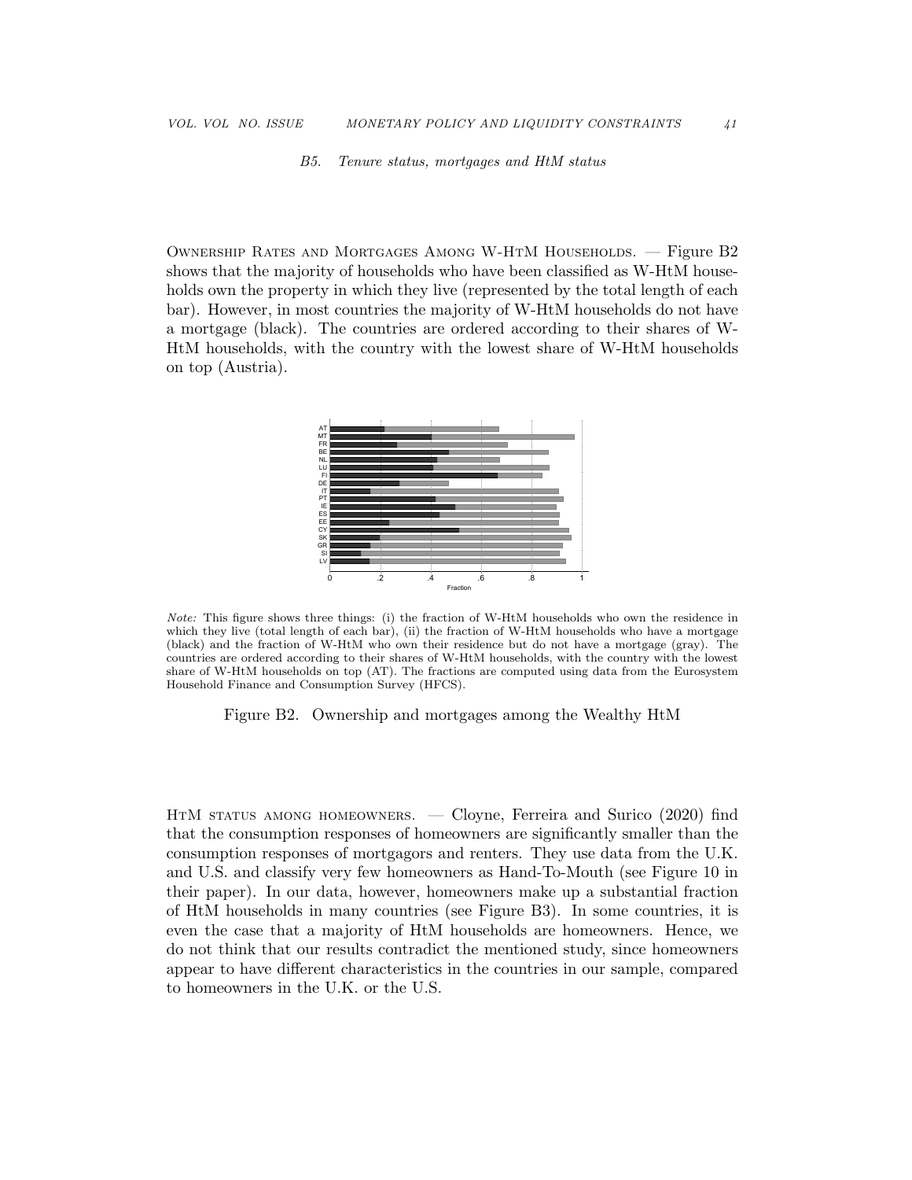### B5. Tenure status, mortgages and HtM status

Ownership Rates and Mortgages Among W-HtM Households. — Figure B2 shows that the majority of households who have been classified as W-HtM households own the property in which they live (represented by the total length of each bar). However, in most countries the majority of W-HtM households do not have a mortgage (black). The countries are ordered according to their shares of W-HtM households, with the country with the lowest share of W-HtM households on top (Austria).

*Note:* This figure shows three things: (i) the fraction of W-HtM households who own the residence in which they live (total length of each bar), (ii) the fraction of W-HtM households who have a mortgage (black) and the fraction of W-HtM who own their residence but do not have a mortgage (gray). The countries are ordered according to their shares of W-HtM households, with the country with the lowest share of W-HtM households on top (AT). The fractions are computed using data from the Eurosystem Household Finance and Consumption Survey (HFCS).

Figure B2. Ownership and mortgages among the Wealthy HtM

HtM status among homeowners. — Cloyne, Ferreira and Surico (2020) find that the consumption responses of homeowners are significantly smaller than the consumption responses of mortgagors and renters. They use data from the U.K. and U.S. and classify very few homeowners as Hand-To-Mouth (see Figure 10 in their paper). In our data, however, homeowners make up a substantial fraction of HtM households in many countries (see Figure B3). In some countries, it is even the case that a majority of HtM households are homeowners. Hence, we do not think that our results contradict the mentioned study, since homeowners appear to have different characteristics in the countries in our sample, compared to homeowners in the U.K. or the U.S.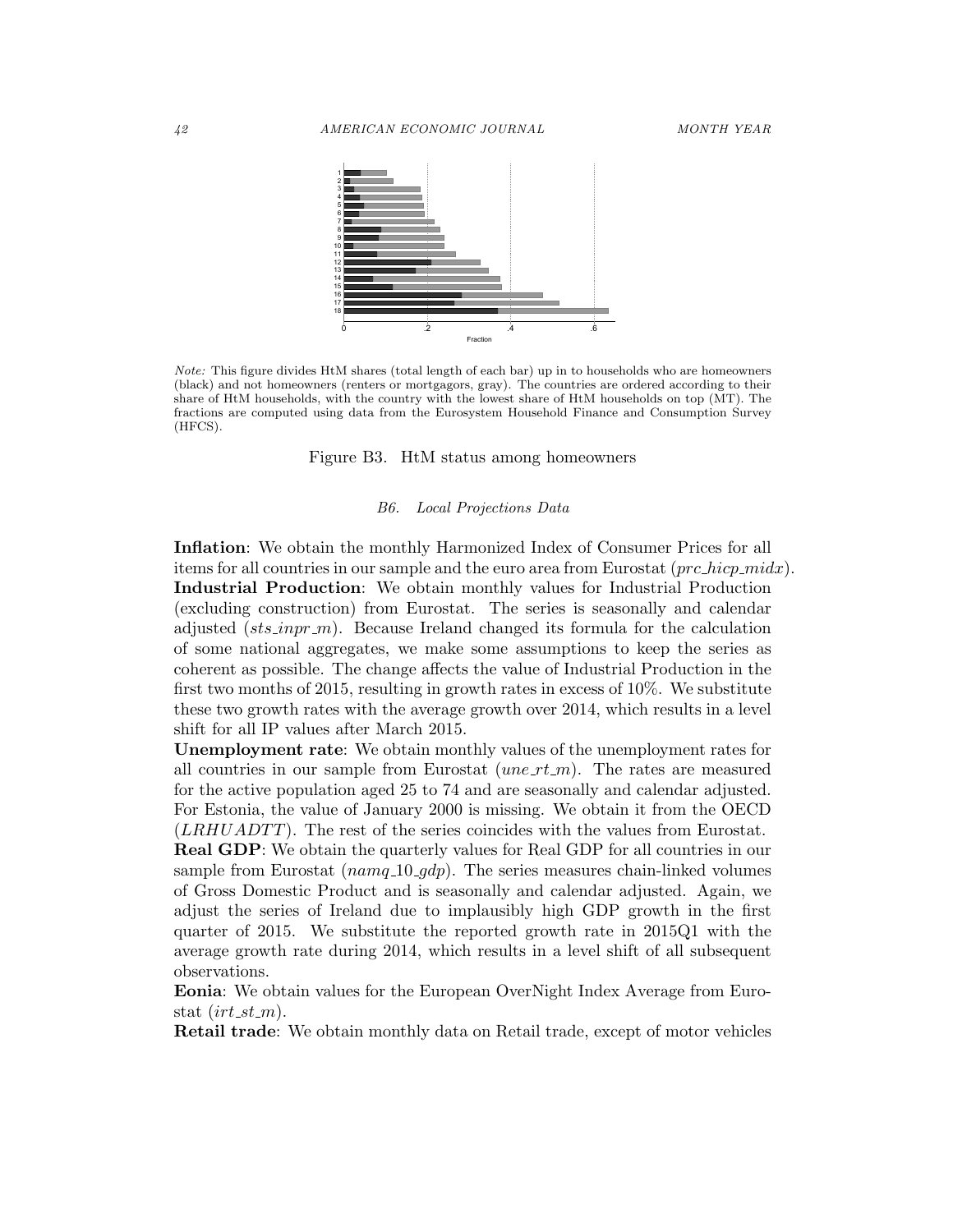*Note:* This figure divides HtM shares (total length of each bar) up in to households who are homeowners (black) and not homeowners (renters or mortgagors, gray). The countries are ordered according to their share of HtM households, with the country with the lowest share of HtM households on top (MT). The fractions are computed using data from the Eurosystem Household Finance and Consumption Survey (HFCS).

Figure B3. HtM status among homeowners

### *B6. Local Projections Data*

**Inflation**: We obtain the monthly Harmonized Index of Consumer Prices for all items for all countries in our sample and the euro area from Eurostat (*prc_hicp_midx*).

**Industrial Production**: We obtain monthly values for Industrial Production (excluding construction) from Eurostat. The series is seasonally and calendar adjusted (*sts_inpr_m*). Because Ireland changed its formula for the calculation of some national aggregates, we make some assumptions to keep the series as coherent as possible. The change affects the value of Industrial Production in the first two months of 2015, resulting in growth rates in excess of 10%. We substitute these two growth rates with the average growth over 2014, which results in a level shift for all IP values after March 2015.

**Unemployment rate**: We obtain monthly values of the unemployment rates for all countries in our sample from Eurostat (*une_rt_m*). The rates are measured for the active population aged 25 to 74 and are seasonally and calendar adjusted. For Estonia, the value of January 2000 is missing. We obtain it from the OECD (*LRHUADTT*). The rest of the series coincides with the values from Eurostat.

**Real GDP**: We obtain the quarterly values for Real GDP for all countries in our sample from Eurostat (*namq_10_gdp*). The series measures chain-linked volumes of Gross Domestic Product and is seasonally and calendar adjusted. Again, we adjust the series of Ireland due to implausibly high GDP growth in the first quarter of 2015. We substitute the reported growth rate in 2015Q1 with the average growth rate during 2014, which results in a level shift of all subsequent observations.

**Eonia**: We obtain values for the European OverNight Index Average from Eurostat (*irt_st_m*).

**Retail trade**: We obtain monthly data on Retail trade, except of motor vehicles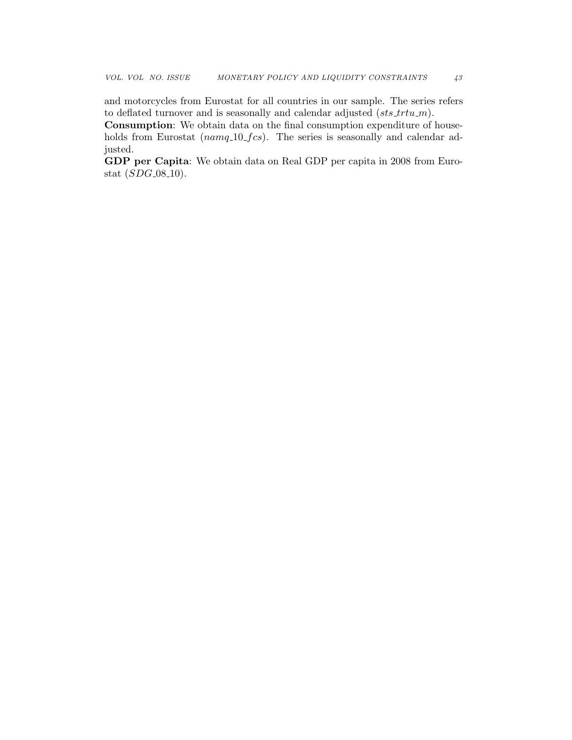and motorcycles from Eurostat for all countries in our sample. The series refers to deflated turnover and is seasonally and calendar adjusted (*sts_trtu_m*).

**Consumption**: We obtain data on the final consumption expenditure of households from Eurostat (*namq_10_fcs*). The series is seasonally and calendar adjusted.

**GDP per Capita**: We obtain data on Real GDP per capita in 2008 from Eurostat (*SDG_08_10*).